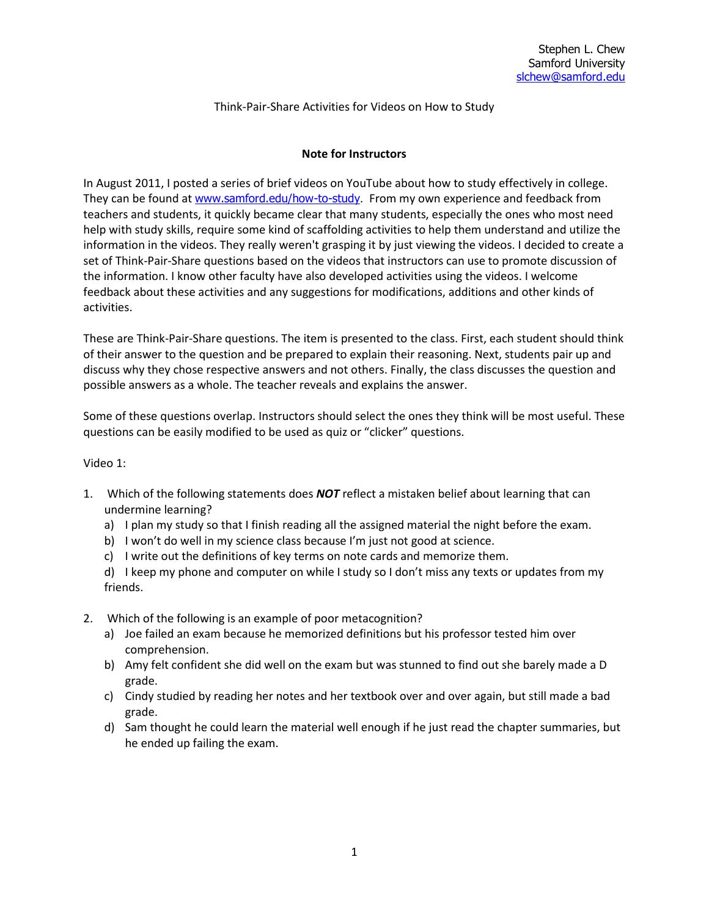Stephen L. Chew
Samford University
slchew@samford.edu

Think-Pair-Share Activities for Videos on How to Study

## Note for Instructors

In August 2011, I posted a series of brief videos on YouTube about how to study effectively in college. They can be found at [www.samford.edu/how-to-study](www.samford.edu/how-to-study). From my own experience and feedback from teachers and students, it quickly became clear that many students, especially the ones who most need help with study skills, require some kind of scaffolding activities to help them understand and utilize the information in the videos. They really weren't grasping it by just viewing the videos. I decided to create a set of Think-Pair-Share questions based on the videos that instructors can use to promote discussion of the information. I know other faculty have also developed activities using the videos. I welcome feedback about these activities and any suggestions for modifications, additions and other kinds of activities.

These are Think-Pair-Share questions. The item is presented to the class. First, each student should think of their answer to the question and be prepared to explain their reasoning. Next, students pair up and discuss why they chose respective answers and not others. Finally, the class discusses the question and possible answers as a whole. The teacher reveals and explains the answer.

Some of these questions overlap. Instructors should select the ones they think will be most useful. These questions can be easily modified to be used as quiz or "clicker" questions.

Video 1:

1. Which of the following statements does ***NOT*** reflect a mistaken belief about learning that can undermine learning?
   a) I plan my study so that I finish reading all the assigned material the night before the exam.
   b) I won't do well in my science class because I'm just not good at science.
   c) I write out the definitions of key terms on note cards and memorize them.
   d) I keep my phone and computer on while I study so I don't miss any texts or updates from my friends.

2. Which of the following is an example of poor metacognition?
   a) Joe failed an exam because he memorized definitions but his professor tested him over comprehension.
   b) Amy felt confident she did well on the exam but was stunned to find out she barely made a D grade.
   c) Cindy studied by reading her notes and her textbook over and over again, but still made a bad grade.
   d) Sam thought he could learn the material well enough if he just read the chapter summaries, but he ended up failing the exam.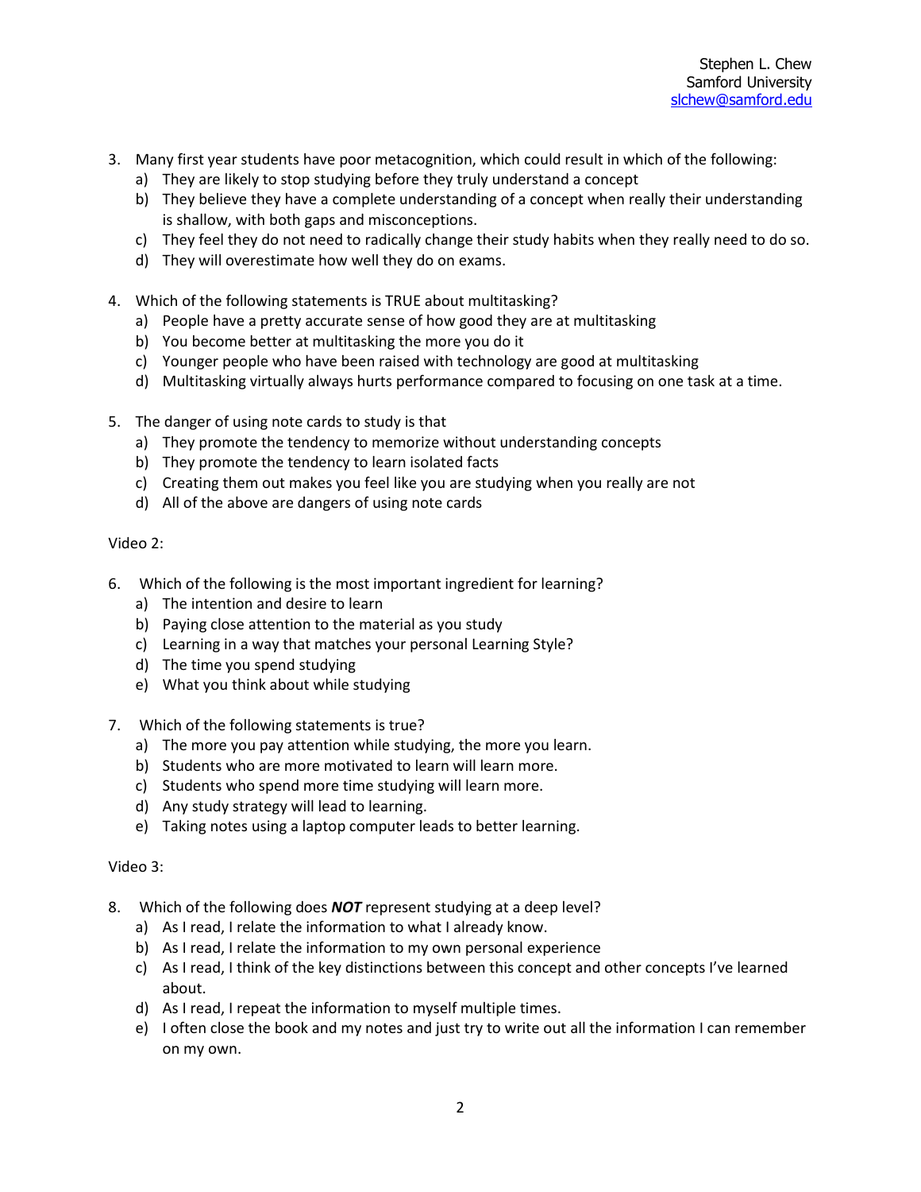3. Many first year students have poor metacognition, which could result in which of the following:
   a) They are likely to stop studying before they truly understand a concept
   b) They believe they have a complete understanding of a concept when really their understanding is shallow, with both gaps and misconceptions.
   c) They feel they do not need to radically change their study habits when they really need to do so.
   d) They will overestimate how well they do on exams.

4. Which of the following statements is TRUE about multitasking?
   a) People have a pretty accurate sense of how good they are at multitasking
   b) You become better at multitasking the more you do it
   c) Younger people who have been raised with technology are good at multitasking
   d) Multitasking virtually always hurts performance compared to focusing on one task at a time.

5. The danger of using note cards to study is that
   a) They promote the tendency to memorize without understanding concepts
   b) They promote the tendency to learn isolated facts
   c) Creating them out makes you feel like you are studying when you really are not
   d) All of the above are dangers of using note cards

Video 2:

6. Which of the following is the most important ingredient for learning?
   a) The intention and desire to learn
   b) Paying close attention to the material as you study
   c) Learning in a way that matches your personal Learning Style?
   d) The time you spend studying
   e) What you think about while studying

7. Which of the following statements is true?
   a) The more you pay attention while studying, the more you learn.
   b) Students who are more motivated to learn will learn more.
   c) Students who spend more time studying will learn more.
   d) Any study strategy will lead to learning.
   e) Taking notes using a laptop computer leads to better learning.

Video 3:

8. Which of the following does ***NOT*** represent studying at a deep level?
   a) As I read, I relate the information to what I already know.
   b) As I read, I relate the information to my own personal experience
   c) As I read, I think of the key distinctions between this concept and other concepts I've learned about.
   d) As I read, I repeat the information to myself multiple times.
   e) I often close the book and my notes and just try to write out all the information I can remember on my own.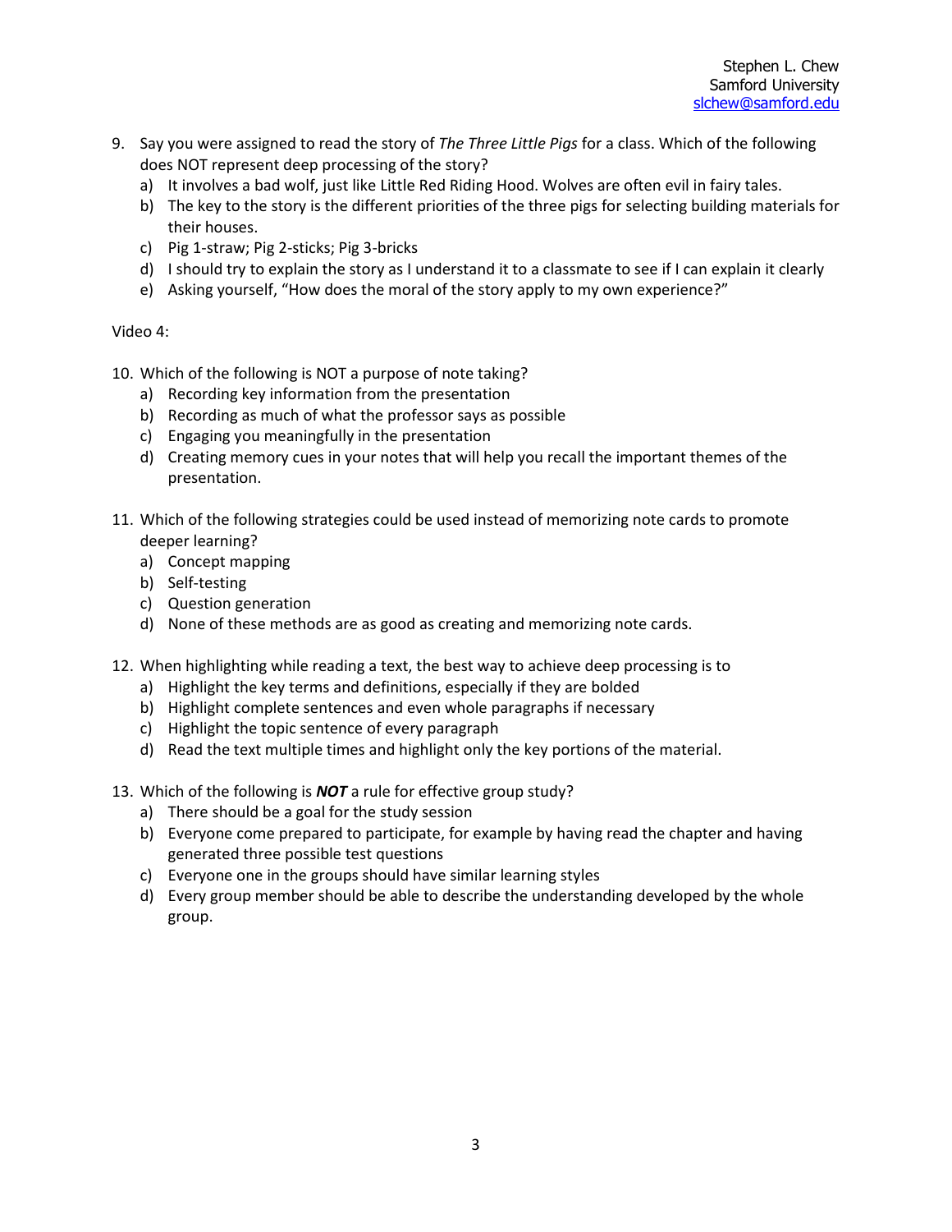9. Say you were assigned to read the story of *The Three Little Pigs* for a class. Which of the following does NOT represent deep processing of the story?
   a) It involves a bad wolf, just like Little Red Riding Hood. Wolves are often evil in fairy tales.
   b) The key to the story is the different priorities of the three pigs for selecting building materials for their houses.
   c) Pig 1-straw; Pig 2-sticks; Pig 3-bricks
   d) I should try to explain the story as I understand it to a classmate to see if I can explain it clearly
   e) Asking yourself, "How does the moral of the story apply to my own experience?"

Video 4:

10. Which of the following is NOT a purpose of note taking?
    a) Recording key information from the presentation
    b) Recording as much of what the professor says as possible
    c) Engaging you meaningfully in the presentation
    d) Creating memory cues in your notes that will help you recall the important themes of the presentation.

11. Which of the following strategies could be used instead of memorizing note cards to promote deeper learning?
    a) Concept mapping
    b) Self-testing
    c) Question generation
    d) None of these methods are as good as creating and memorizing note cards.

12. When highlighting while reading a text, the best way to achieve deep processing is to
    a) Highlight the key terms and definitions, especially if they are bolded
    b) Highlight complete sentences and even whole paragraphs if necessary
    c) Highlight the topic sentence of every paragraph
    d) Read the text multiple times and highlight only the key portions of the material.

13. Which of the following is ***NOT*** a rule for effective group study?
    a) There should be a goal for the study session
    b) Everyone come prepared to participate, for example by having read the chapter and having generated three possible test questions
    c) Everyone one in the groups should have similar learning styles
    d) Every group member should be able to describe the understanding developed by the whole group.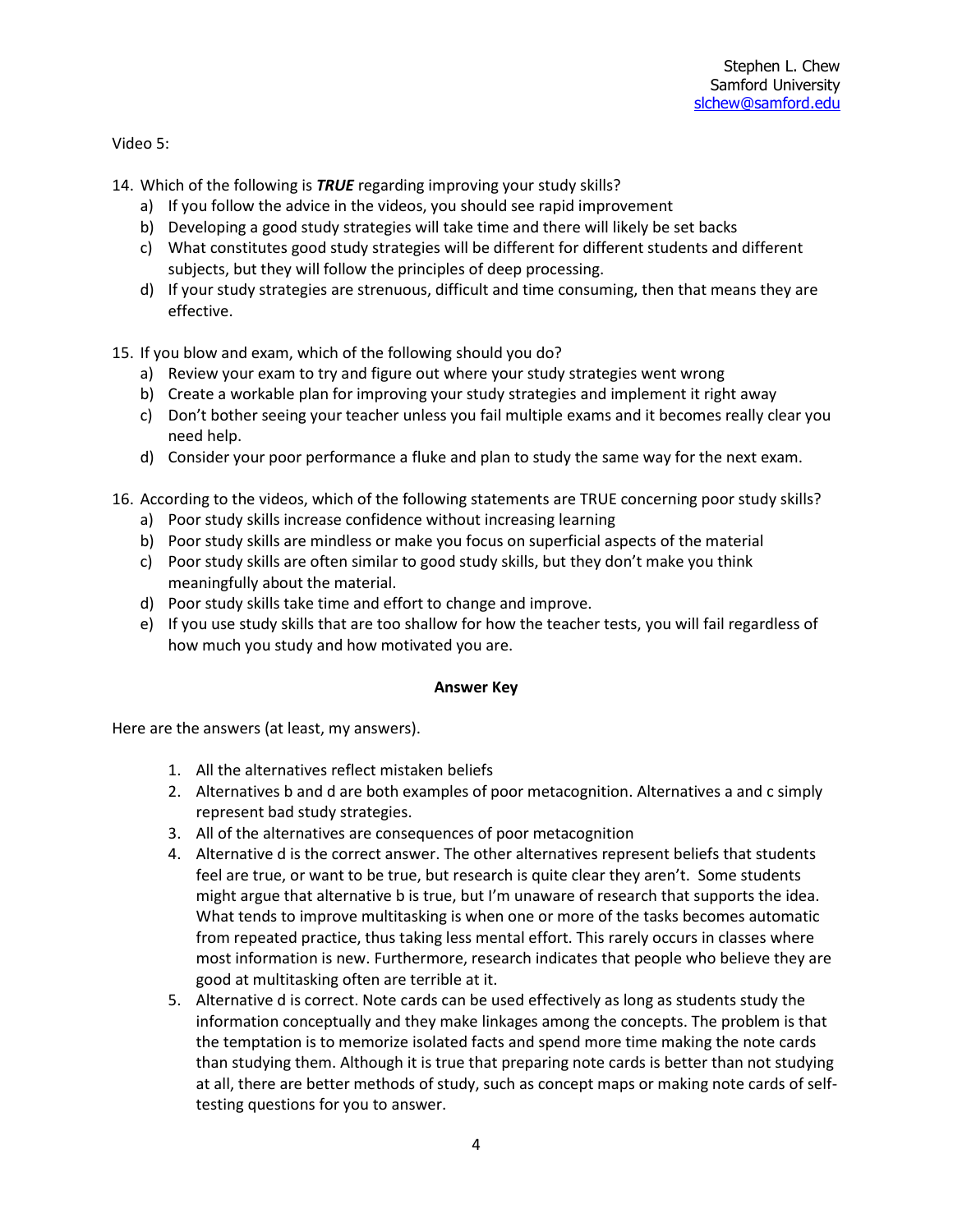Video 5:

14. Which of the following is ***TRUE*** regarding improving your study skills?
    a) If you follow the advice in the videos, you should see rapid improvement
    b) Developing a good study strategies will take time and there will likely be set backs
    c) What constitutes good study strategies will be different for different students and different subjects, but they will follow the principles of deep processing.
    d) If your study strategies are strenuous, difficult and time consuming, then that means they are effective.

15. If you blow and exam, which of the following should you do?
    a) Review your exam to try and figure out where your study strategies went wrong
    b) Create a workable plan for improving your study strategies and implement it right away
    c) Don't bother seeing your teacher unless you fail multiple exams and it becomes really clear you need help.
    d) Consider your poor performance a fluke and plan to study the same way for the next exam.

16. According to the videos, which of the following statements are TRUE concerning poor study skills?
    a) Poor study skills increase confidence without increasing learning
    b) Poor study skills are mindless or make you focus on superficial aspects of the material
    c) Poor study skills are often similar to good study skills, but they don't make you think meaningfully about the material.
    d) Poor study skills take time and effort to change and improve.
    e) If you use study skills that are too shallow for how the teacher tests, you will fail regardless of how much you study and how motivated you are.

**Answer Key**

Here are the answers (at least, my answers).

1. All the alternatives reflect mistaken beliefs
2. Alternatives b and d are both examples of poor metacognition. Alternatives a and c simply represent bad study strategies.
3. All of the alternatives are consequences of poor metacognition
4. Alternative d is the correct answer. The other alternatives represent beliefs that students feel are true, or want to be true, but research is quite clear they aren't. Some students might argue that alternative b is true, but I'm unaware of research that supports the idea. What tends to improve multitasking is when one or more of the tasks becomes automatic from repeated practice, thus taking less mental effort. This rarely occurs in classes where most information is new. Furthermore, research indicates that people who believe they are good at multitasking often are terrible at it.
5. Alternative d is correct. Note cards can be used effectively as long as students study the information conceptually and they make linkages among the concepts. The problem is that the temptation is to memorize isolated facts and spend more time making the note cards than studying them. Although it is true that preparing note cards is better than not studying at all, there are better methods of study, such as concept maps or making note cards of self-testing questions for you to answer.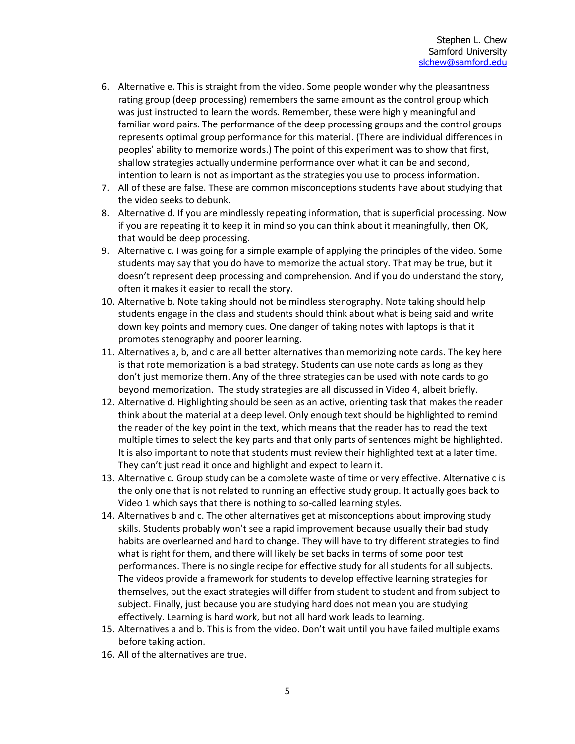6. Alternative e. This is straight from the video. Some people wonder why the pleasantness rating group (deep processing) remembers the same amount as the control group which was just instructed to learn the words. Remember, these were highly meaningful and familiar word pairs. The performance of the deep processing groups and the control groups represents optimal group performance for this material. (There are individual differences in peoples' ability to memorize words.) The point of this experiment was to show that first, shallow strategies actually undermine performance over what it can be and second, intention to learn is not as important as the strategies you use to process information.
7. All of these are false. These are common misconceptions students have about studying that the video seeks to debunk.
8. Alternative d. If you are mindlessly repeating information, that is superficial processing. Now if you are repeating it to keep it in mind so you can think about it meaningfully, then OK, that would be deep processing.
9. Alternative c. I was going for a simple example of applying the principles of the video. Some students may say that you do have to memorize the actual story. That may be true, but it doesn't represent deep processing and comprehension. And if you do understand the story, often it makes it easier to recall the story.
10. Alternative b. Note taking should not be mindless stenography. Note taking should help students engage in the class and students should think about what is being said and write down key points and memory cues. One danger of taking notes with laptops is that it promotes stenography and poorer learning.
11. Alternatives a, b, and c are all better alternatives than memorizing note cards. The key here is that rote memorization is a bad strategy. Students can use note cards as long as they don't just memorize them. Any of the three strategies can be used with note cards to go beyond memorization. The study strategies are all discussed in Video 4, albeit briefly.
12. Alternative d. Highlighting should be seen as an active, orienting task that makes the reader think about the material at a deep level. Only enough text should be highlighted to remind the reader of the key point in the text, which means that the reader has to read the text multiple times to select the key parts and that only parts of sentences might be highlighted. It is also important to note that students must review their highlighted text at a later time. They can't just read it once and highlight and expect to learn it.
13. Alternative c. Group study can be a complete waste of time or very effective. Alternative c is the only one that is not related to running an effective study group. It actually goes back to Video 1 which says that there is nothing to so-called learning styles.
14. Alternatives b and c. The other alternatives get at misconceptions about improving study skills. Students probably won't see a rapid improvement because usually their bad study habits are overlearned and hard to change. They will have to try different strategies to find what is right for them, and there will likely be set backs in terms of some poor test performances. There is no single recipe for effective study for all students for all subjects. The videos provide a framework for students to develop effective learning strategies for themselves, but the exact strategies will differ from student to student and from subject to subject. Finally, just because you are studying hard does not mean you are studying effectively. Learning is hard work, but not all hard work leads to learning.
15. Alternatives a and b. This is from the video. Don't wait until you have failed multiple exams before taking action.
16. All of the alternatives are true.